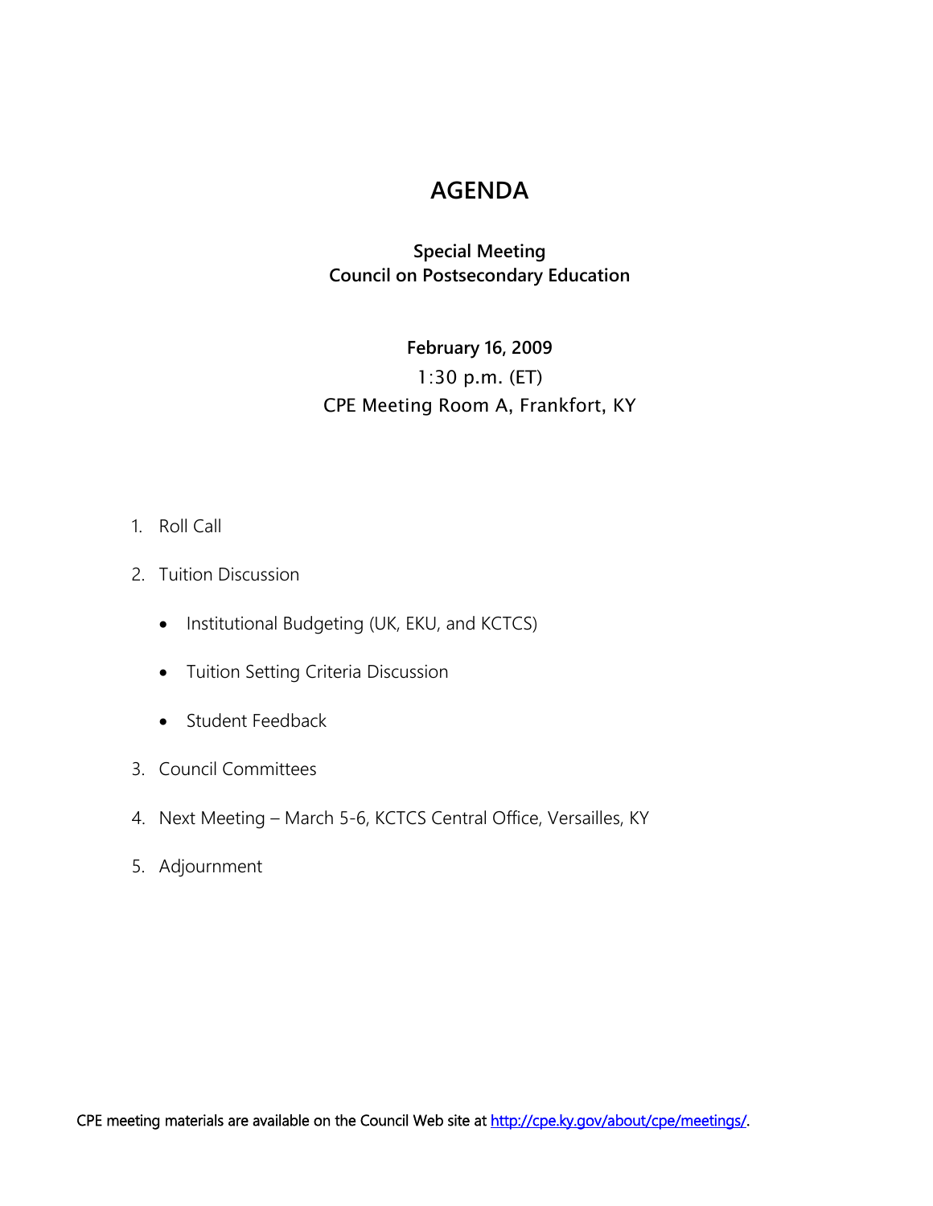# AGENDA

**Special Meeting**
**Council on Postsecondary Education**

**February 16, 2009**
1:30 p.m. (ET)
CPE Meeting Room A, Frankfort, KY

1. Roll Call
2. Tuition Discussion
   - Institutional Budgeting (UK, EKU, and KCTCS)
   - Tuition Setting Criteria Discussion
   - Student Feedback
3. Council Committees
4. Next Meeting – March 5-6, KCTCS Central Office, Versailles, KY
5. Adjournment

CPE meeting materials are available on the Council Web site at http://cpe.ky.gov/about/cpe/meetings/.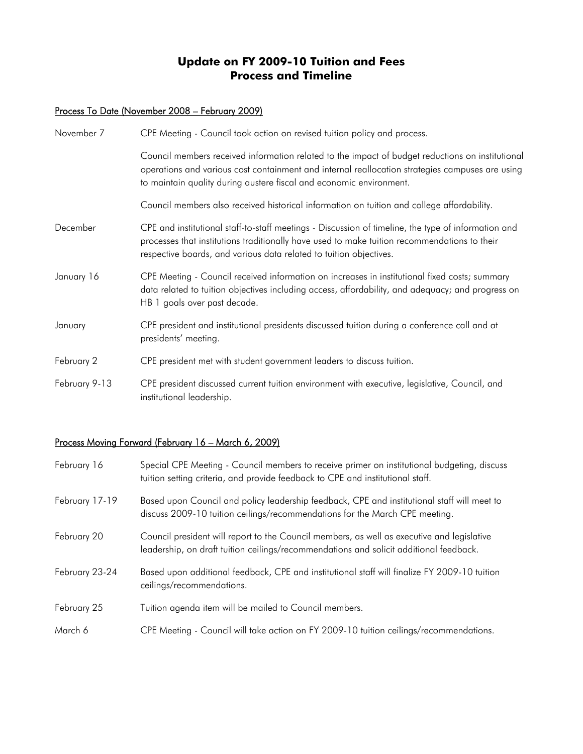# Update on FY 2009-10 Tuition and Fees
# Process and Timeline

## Process To Date (November 2008 – February 2009)

| | |
|---|---|
| November 7 | CPE Meeting - Council took action on revised tuition policy and process. |
| | Council members received information related to the impact of budget reductions on institutional operations and various cost containment and internal reallocation strategies campuses are using to maintain quality during austere fiscal and economic environment. |
| | Council members also received historical information on tuition and college affordability. |
| December | CPE and institutional staff-to-staff meetings - Discussion of timeline, the type of information and processes that institutions traditionally have used to make tuition recommendations to their respective boards, and various data related to tuition objectives. |
| January 16 | CPE Meeting - Council received information on increases in institutional fixed costs; summary data related to tuition objectives including access, affordability, and adequacy; and progress on HB 1 goals over past decade. |
| January | CPE president and institutional presidents discussed tuition during a conference call and at presidents' meeting. |
| February 2 | CPE president met with student government leaders to discuss tuition. |
| February 9-13 | CPE president discussed current tuition environment with executive, legislative, Council, and institutional leadership. |

## Process Moving Forward (February 16 – March 6, 2009)

| | |
|---|---|
| February 16 | Special CPE Meeting - Council members to receive primer on institutional budgeting, discuss tuition setting criteria, and provide feedback to CPE and institutional staff. |
| February 17-19 | Based upon Council and policy leadership feedback, CPE and institutional staff will meet to discuss 2009-10 tuition ceilings/recommendations for the March CPE meeting. |
| February 20 | Council president will report to the Council members, as well as executive and legislative leadership, on draft tuition ceilings/recommendations and solicit additional feedback. |
| February 23-24 | Based upon additional feedback, CPE and institutional staff will finalize FY 2009-10 tuition ceilings/recommendations. |
| February 25 | Tuition agenda item will be mailed to Council members. |
| March 6 | CPE Meeting - Council will take action on FY 2009-10 tuition ceilings/recommendations. |